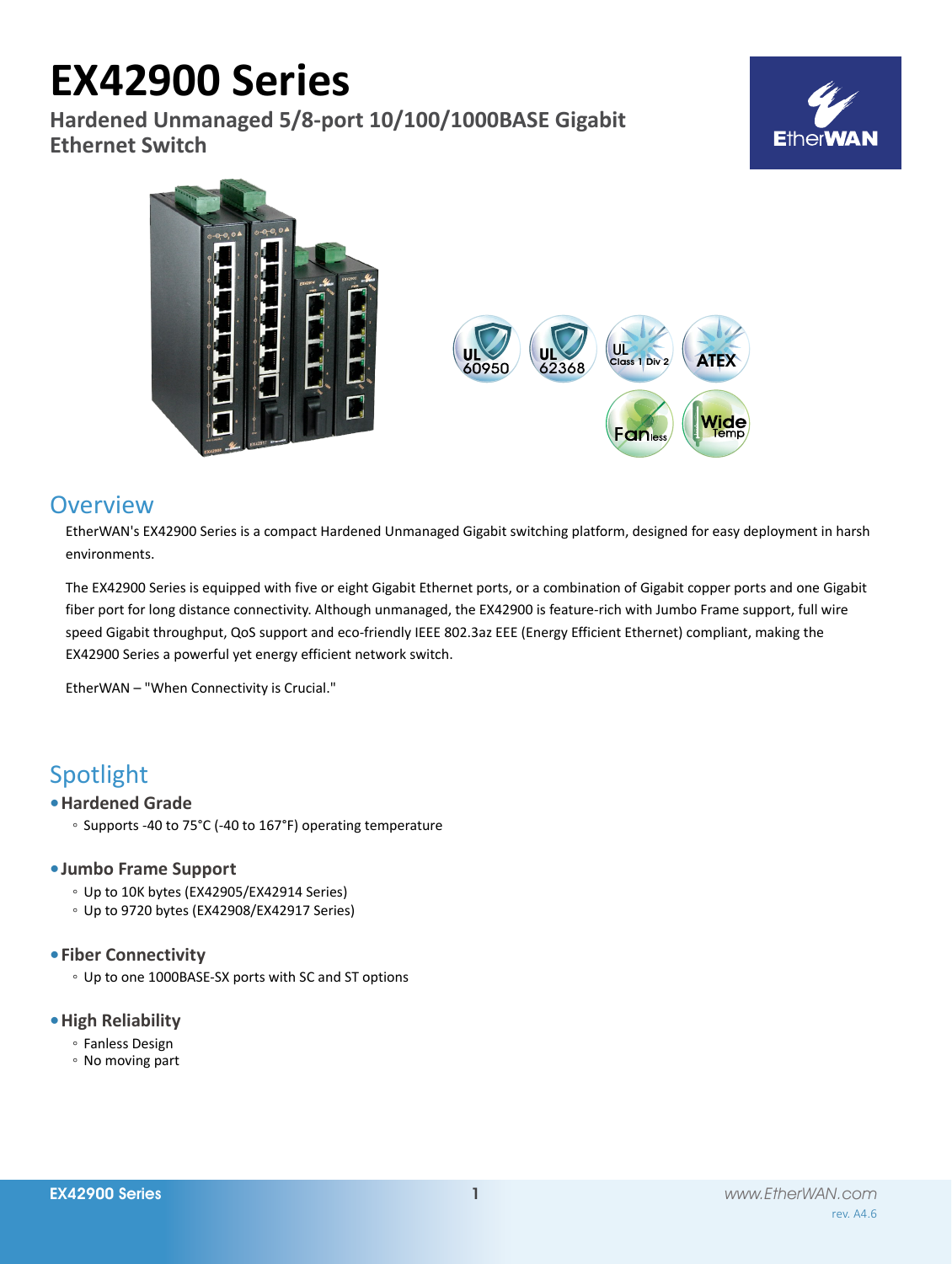# EX42900 Series

## Hardened Unmanaged 5/8-port 10/100/1000BASE Gigabit Ethernet Switch

## Overview

EtherWAN's EX42900 Series is a compact Hardened Unmanaged Gigabit switching platform, designed for easy deployment in harsh environments.

The EX42900 Series is equipped with five or eight Gigabit Ethernet ports, or a combination of Gigabit copper ports and one Gigabit fiber port for long distance connectivity. Although unmanaged, the EX42900 is feature-rich with Jumbo Frame support, full wire speed Gigabit throughput, QoS support and eco-friendly IEEE 802.3az EEE (Energy Efficient Ethernet) compliant, making the EX42900 Series a powerful yet energy efficient network switch.

EtherWAN – "When Connectivity is Crucial."

## Spotlight

- **Hardened Grade**
  - Supports -40 to 75°C (-40 to 167°F) operating temperature
- **Jumbo Frame Support**
  - Up to 10K bytes (EX42905/EX42914 Series)
  - Up to 9720 bytes (EX42908/EX42917 Series)
- **Fiber Connectivity**
  - Up to one 1000BASE-SX ports with SC and ST options
- **High Reliability**
  - Fanless Design
  - No moving part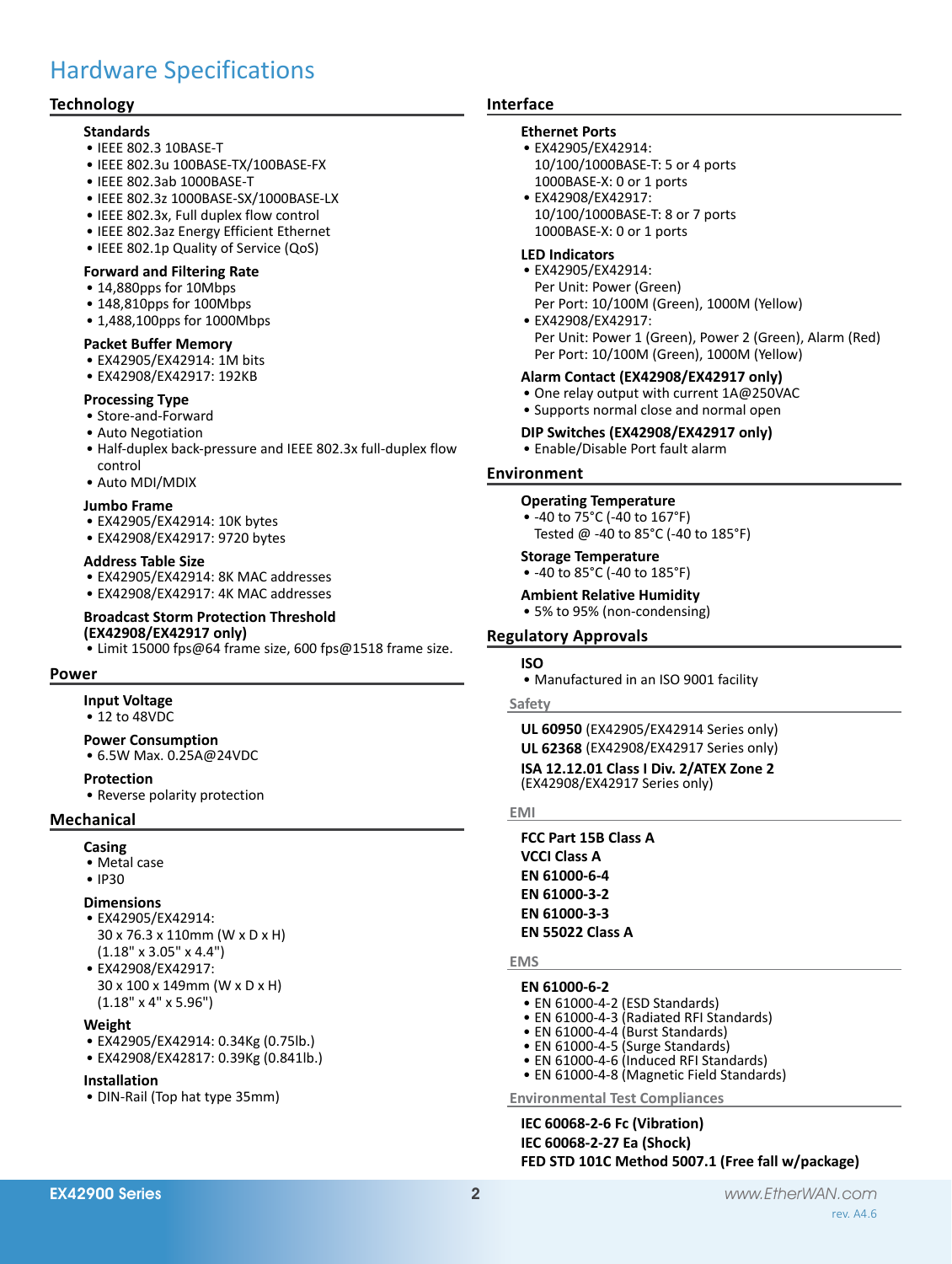# Hardware Specifications

## Technology

### Standards
- IEEE 802.3 10BASE-T
- IEEE 802.3u 100BASE-TX/100BASE-FX
- IEEE 802.3ab 1000BASE-T
- IEEE 802.3z 1000BASE-SX/1000BASE-LX
- IEEE 802.3x, Full duplex flow control
- IEEE 802.3az Energy Efficient Ethernet
- IEEE 802.1p Quality of Service (QoS)

### Forward and Filtering Rate
- 14,880pps for 10Mbps
- 148,810pps for 100Mbps
- 1,488,100pps for 1000Mbps

### Packet Buffer Memory
- EX42905/EX42914: 1M bits
- EX42908/EX42917: 192KB

### Processing Type
- Store-and-Forward
- Auto Negotiation
- Half-duplex back-pressure and IEEE 802.3x full-duplex flow control
- Auto MDI/MDIX

### Jumbo Frame
- EX42905/EX42914: 10K bytes
- EX42908/EX42917: 9720 bytes

### Address Table Size
- EX42905/EX42914: 8K MAC addresses
- EX42908/EX42917: 4K MAC addresses

### Broadcast Storm Protection Threshold (EX42908/EX42917 only)
- Limit 15000 fps@64 frame size, 600 fps@1518 frame size.

## Power

### Input Voltage
- 12 to 48VDC

### Power Consumption
- 6.5W Max. 0.25A@24VDC

### Protection
- Reverse polarity protection

## Mechanical

### Casing
- Metal case
- IP30

### Dimensions
- EX42905/EX42914:
  30 x 76.3 x 110mm (W x D x H)
  (1.18" x 3.05" x 4.4")
- EX42908/EX42917:
  30 x 100 x 149mm (W x D x H)
  (1.18" x 4" x 5.96")

### Weight
- EX42905/EX42914: 0.34Kg (0.75lb.)
- EX42908/EX42817: 0.39Kg (0.841lb.)

### Installation
- DIN-Rail (Top hat type 35mm)

## Interface

### Ethernet Ports
- EX42905/EX42914:
  10/100/1000BASE-T: 5 or 4 ports
  1000BASE-X: 0 or 1 ports
- EX42908/EX42917:
  10/100/1000BASE-T: 8 or 7 ports
  1000BASE-X: 0 or 1 ports

### LED Indicators
- EX42905/EX42914:
  Per Unit: Power (Green)
  Per Port: 10/100M (Green), 1000M (Yellow)
- EX42908/EX42917:
  Per Unit: Power 1 (Green), Power 2 (Green), Alarm (Red)
  Per Port: 10/100M (Green), 1000M (Yellow)

### Alarm Contact (EX42908/EX42917 only)
- One relay output with current 1A@250VAC
- Supports normal close and normal open

### DIP Switches (EX42908/EX42917 only)
- Enable/Disable Port fault alarm

## Environment

### Operating Temperature
- -40 to 75°C (-40 to 167°F)
  Tested @ -40 to 85°C (-40 to 185°F)

### Storage Temperature
- -40 to 85°C (-40 to 185°F)

### Ambient Relative Humidity
- 5% to 95% (non-condensing)

## Regulatory Approvals

### ISO
- Manufactured in an ISO 9001 facility

### Safety

**UL 60950** (EX42905/EX42914 Series only)
**UL 62368** (EX42908/EX42917 Series only)
**ISA 12.12.01 Class I Div. 2/ATEX Zone 2**
(EX42908/EX42917 Series only)

### EMI

**FCC Part 15B Class A**
**VCCI Class A**
**EN 61000-6-4**
**EN 61000-3-2**
**EN 61000-3-3**
**EN 55022 Class A**

### EMS

**EN 61000-6-2**
- EN 61000-4-2 (ESD Standards)
- EN 61000-4-3 (Radiated RFI Standards)
- EN 61000-4-4 (Burst Standards)
- EN 61000-4-5 (Surge Standards)
- EN 61000-4-6 (Induced RFI Standards)
- EN 61000-4-8 (Magnetic Field Standards)

### Environmental Test Compliances

**IEC 60068-2-6 Fc (Vibration)**
**IEC 60068-2-27 Ea (Shock)**
**FED STD 101C Method 5007.1 (Free fall w/package)**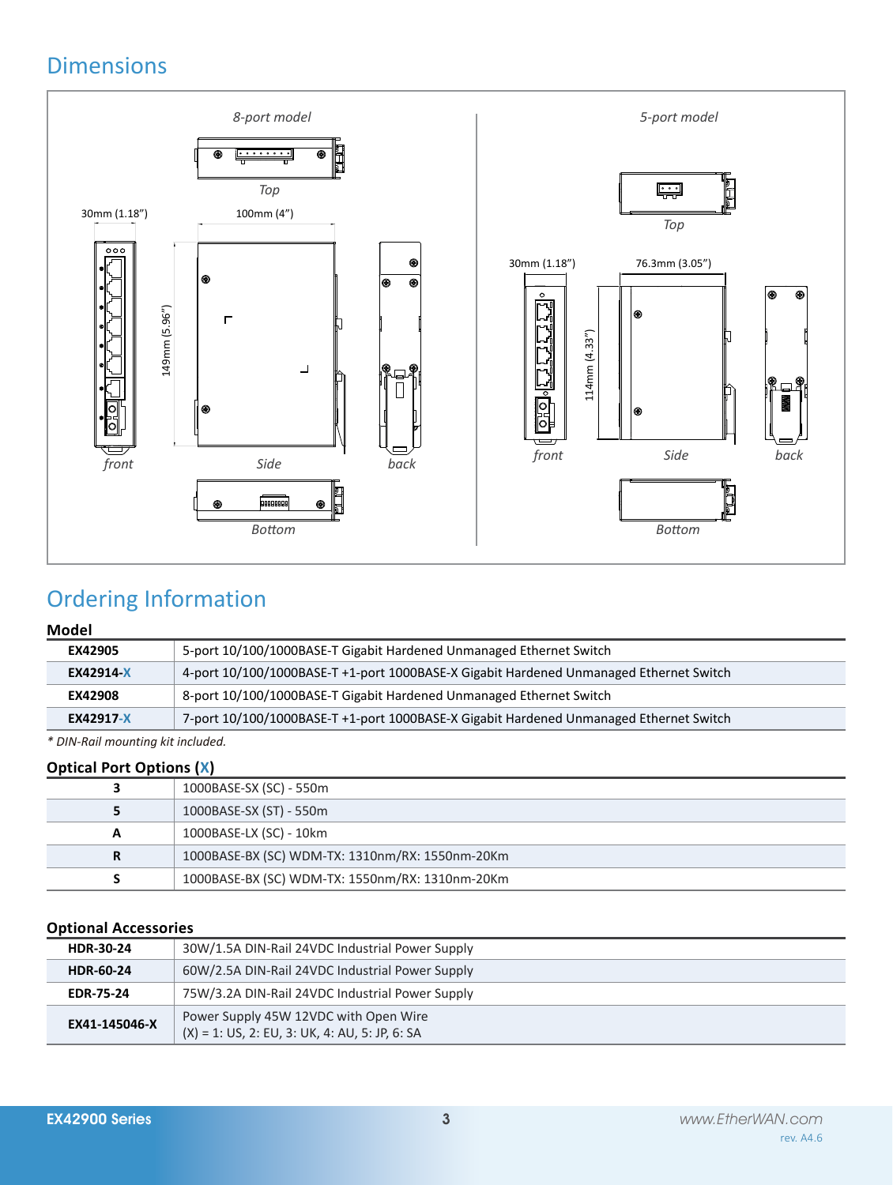## Dimensions

8-port model

Top

30mm (1.18")

100mm (4")

149mm (5.96")

front

Side

back

Bottom

5-port model

Top

30mm (1.18")

76.3mm (3.05")

114mm (4.33")

front

Side

back

Bottom

## Ordering Information

### Model

| | |
|---|---|
| **EX42905** | 5-port 10/100/1000BASE-T Gigabit Hardened Unmanaged Ethernet Switch |
| **EX42914-X** | 4-port 10/100/1000BASE-T +1-port 1000BASE-X Gigabit Hardened Unmanaged Ethernet Switch |
| **EX42908** | 8-port 10/100/1000BASE-T Gigabit Hardened Unmanaged Ethernet Switch |
| **EX42917-X** | 7-port 10/100/1000BASE-T +1-port 1000BASE-X Gigabit Hardened Unmanaged Ethernet Switch |

*\* DIN-Rail mounting kit included.*

### Optical Port Options (X)

| | |
|---|---|
| **3** | 1000BASE-SX (SC) - 550m |
| **5** | 1000BASE-SX (ST) - 550m |
| **A** | 1000BASE-LX (SC) - 10km |
| **R** | 1000BASE-BX (SC) WDM-TX: 1310nm/RX: 1550nm-20Km |
| **S** | 1000BASE-BX (SC) WDM-TX: 1550nm/RX: 1310nm-20Km |

### Optional Accessories

| | |
|---|---|
| **HDR-30-24** | 30W/1.5A DIN-Rail 24VDC Industrial Power Supply |
| **HDR-60-24** | 60W/2.5A DIN-Rail 24VDC Industrial Power Supply |
| **EDR-75-24** | 75W/3.2A DIN-Rail 24VDC Industrial Power Supply |
| **EX41-145046-X** | Power Supply 45W 12VDC with Open Wire<br>(X) = 1: US, 2: EU, 3: UK, 4: AU, 5: JP, 6: SA |